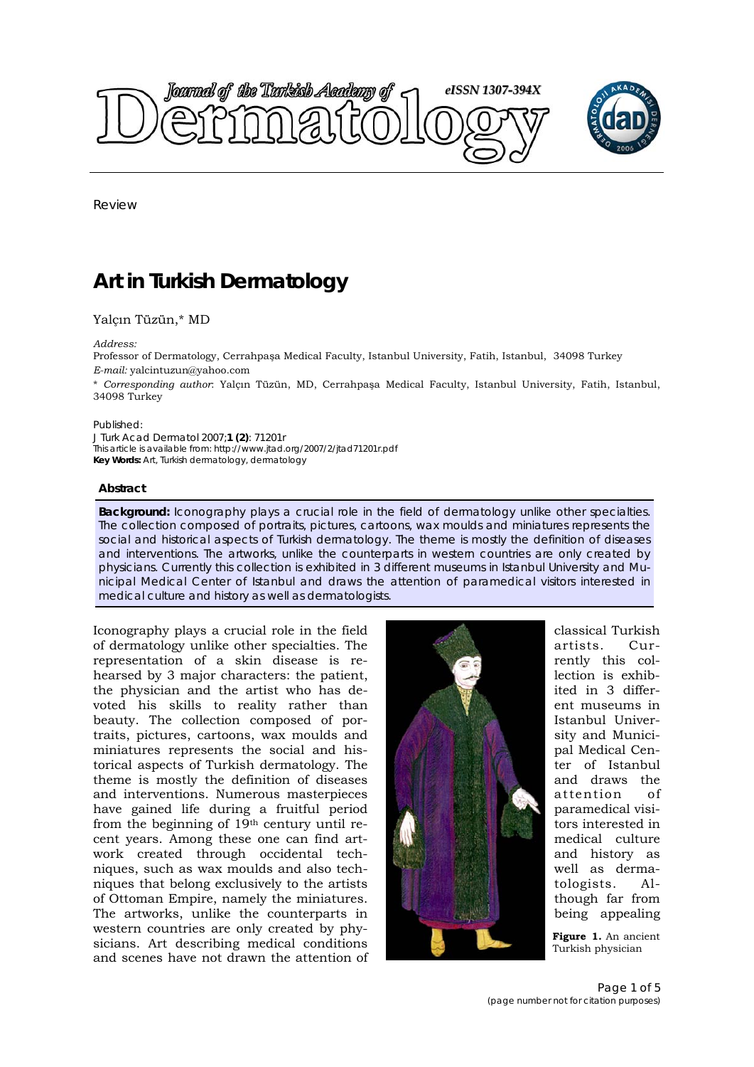Review

# Art in Turkish Dermatology

Yalçın Tüzün,* MD

*Address:*
Professor of Dermatology, Cerrahpaşa Medical Faculty, Istanbul University, Fatih, Istanbul, 34098 Turkey
*E-mail:* yalcintuzun@yahoo.com

\* *Corresponding author*: Yalçın Tüzün, MD, Cerrahpaşa Medical Faculty, Istanbul University, Fatih, Istanbul, 34098 Turkey

Published:
J Turk Acad Dermatol 2007;**1 (2)**: 71201r
This article is available from: http://www.jtad.org/2007/2/jtad71201r.pdf
**Key Words:** Art, Turkish dermatology, dermatology

### Abstract

**Background:** Iconography plays a crucial role in the field of dermatology unlike other specialties. The collection composed of portraits, pictures, cartoons, wax moulds and miniatures represents the social and historical aspects of Turkish dermatology. The theme is mostly the definition of diseases and interventions. The artworks, unlike the counterparts in western countries are only created by physicians. Currently this collection is exhibited in 3 different museums in Istanbul University and Municipal Medical Center of Istanbul and draws the attention of paramedical visitors interested in medical culture and history as well as dermatologists.

Iconography plays a crucial role in the field of dermatology unlike other specialties. The representation of a skin disease is rehearsed by 3 major characters: the patient, the physician and the artist who has devoted his skills to reality rather than beauty. The collection composed of portraits, pictures, cartoons, wax moulds and miniatures represents the social and historical aspects of Turkish dermatology. The theme is mostly the definition of diseases and interventions. Numerous masterpieces have gained life during a fruitful period from the beginning of 19th century until recent years. Among these one can find artwork created through occidental techniques, such as wax moulds and also techniques that belong exclusively to the artists of Ottoman Empire, namely the miniatures. The artworks, unlike the counterparts in western countries are only created by physicians. Art describing medical conditions and scenes have not drawn the attention of classical Turkish artists. Currently this collection is exhibited in 3 different museums in Istanbul University and Municipal Medical Center of Istanbul and draws the attention of paramedical visitors interested in medical culture and history as well as dermatologists. Although far from being appealing

**Figure 1.** An ancient Turkish physician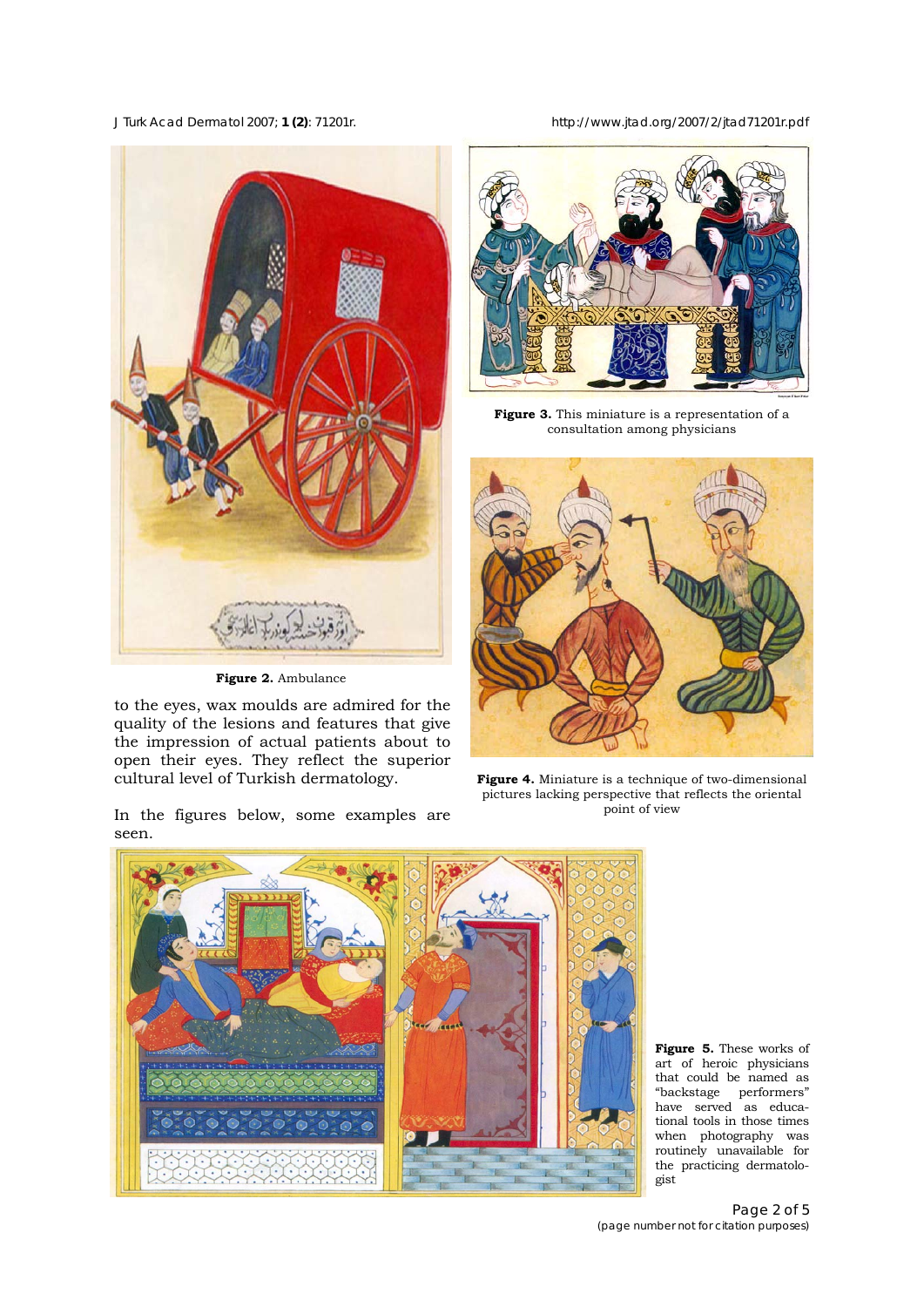Figure 2. Ambulance

to the eyes, wax moulds are admired for the quality of the lesions and features that give the impression of actual patients about to open their eyes. They reflect the superior cultural level of Turkish dermatology.

In the figures below, some examples are seen.

**Figure 3.** This miniature is a representation of a consultation among physicians

**Figure 4.** Miniature is a technique of two-dimensional pictures lacking perspective that reflects the oriental point of view

**Figure 5.** These works of art of heroic physicians that could be named as "backstage performers" have served as educational tools in those times when photography was routinely unavailable for the practicing dermatologist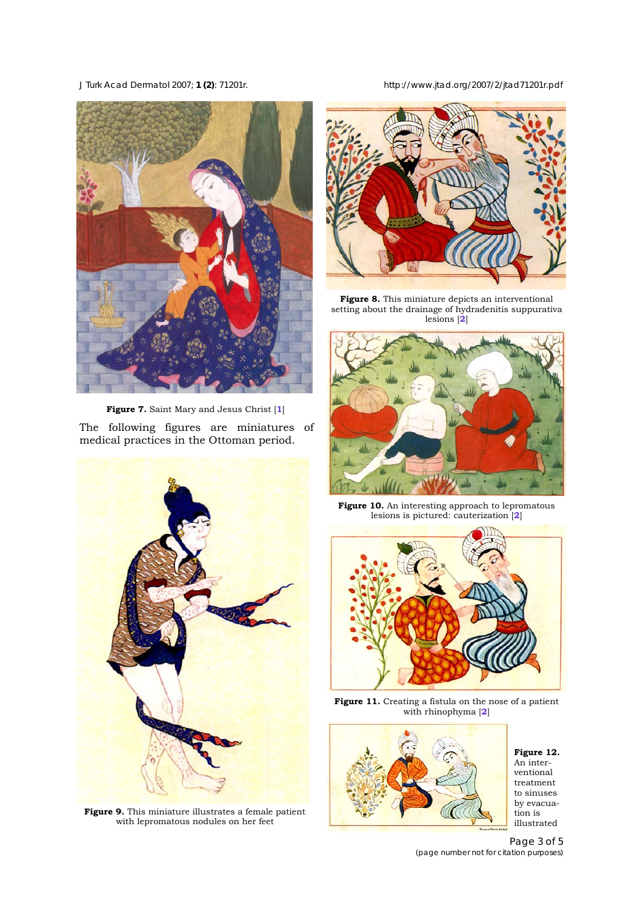Figure 7. Saint Mary and Jesus Christ [1]

The following figures are miniatures of medical practices in the Ottoman period.

Figure 9. This miniature illustrates a female patient with lepromatous nodules on her feet

Figure 8. This miniature depicts an interventional setting about the drainage of hydradenitis suppurativa lesions [2]

Figure 10. An interesting approach to lepromatous lesions is pictured: cauterization [2]

Figure 11. Creating a fistula on the nose of a patient with rhinophyma [2]

Figure 12. An interventional treatment to sinuses by evacuation is illustrated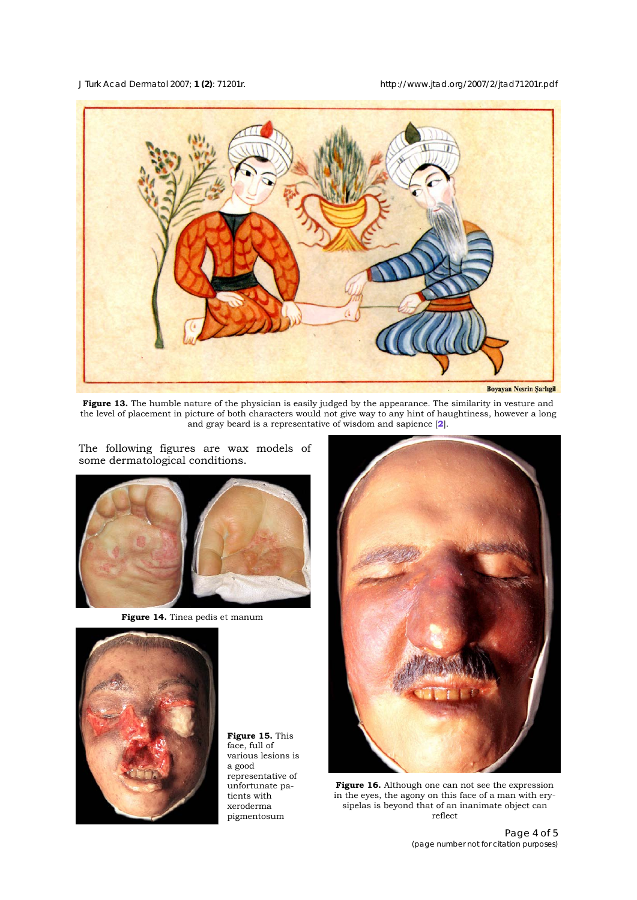Boyayan Nesrin Şarlıgil

**Figure 13.** The humble nature of the physician is easily judged by the appearance. The similarity in vesture and the level of placement in picture of both characters would not give way to any hint of haughtiness, however a long and gray beard is a representative of wisdom and sapience [2].

The following figures are wax models of some dermatological conditions.

**Figure 14.** Tinea pedis et manum

**Figure 15.** This face, full of various lesions is a good representative of unfortunate patients with xeroderma pigmentosum

**Figure 16.** Although one can not see the expression in the eyes, the agony on this face of a man with erysipelas is beyond that of an inanimate object can reflect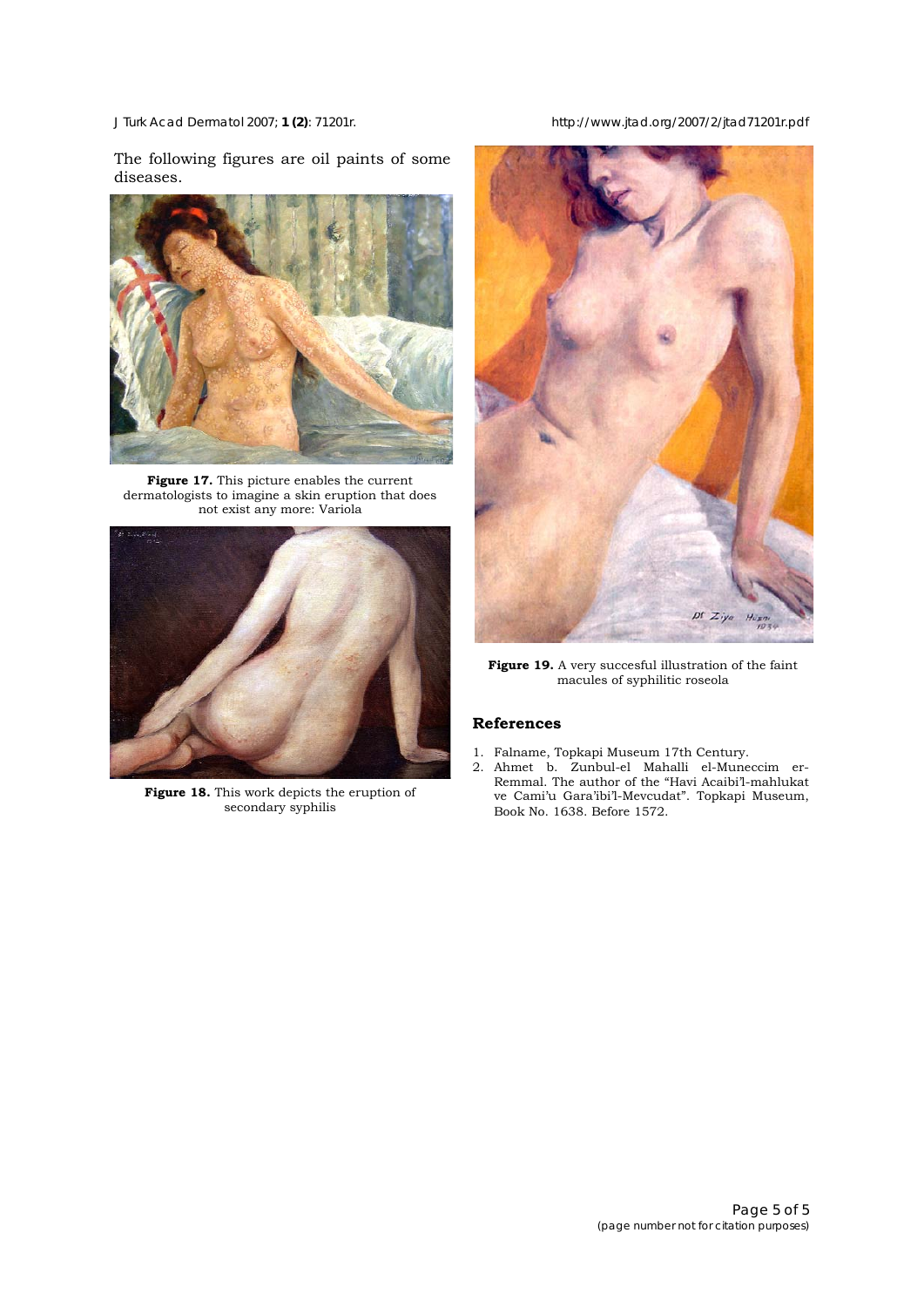The following figures are oil paints of some diseases.

**Figure 17.** This picture enables the current dermatologists to imagine a skin eruption that does not exist any more: Variola

**Figure 18.** This work depicts the eruption of secondary syphilis

**Figure 19.** A very succesful illustration of the faint macules of syphilitic roseola

## References

1. Falname, Topkapi Museum 17th Century.
2. Ahmet b. Zunbul-el Mahalli el-Muneccim er-Remmal. The author of the "Havi Acaibi'l-mahlukat ve Cami'u Gara'ibi'l-Mevcudat". Topkapi Museum, Book No. 1638. Before 1572.